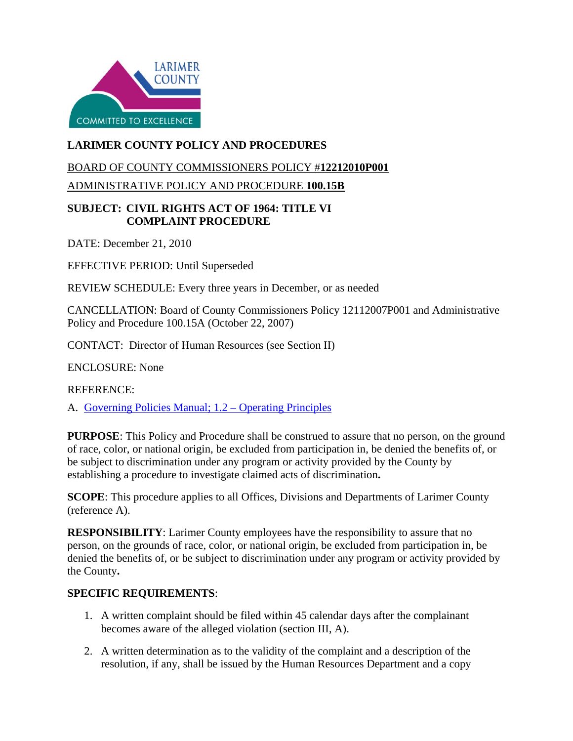# LARIMER COUNTY POLICY AND PROCEDURES

BOARD OF COUNTY COMMISSIONERS POLICY #**12212010P001**

ADMINISTRATIVE POLICY AND PROCEDURE **100.15B**

## SUBJECT: CIVIL RIGHTS ACT OF 1964: TITLE VI COMPLAINT PROCEDURE

DATE: December 21, 2010

EFFECTIVE PERIOD: Until Superseded

REVIEW SCHEDULE: Every three years in December, or as needed

CANCELLATION: Board of County Commissioners Policy 12112007P001 and Administrative Policy and Procedure 100.15A (October 22, 2007)

CONTACT: Director of Human Resources (see Section II)

ENCLOSURE: None

REFERENCE:

A. Governing Policies Manual; 1.2 – Operating Principles

**PURPOSE**: This Policy and Procedure shall be construed to assure that no person, on the ground of race, color, or national origin, be excluded from participation in, be denied the benefits of, or be subject to discrimination under any program or activity provided by the County by establishing a procedure to investigate claimed acts of discrimination**.**

**SCOPE**: This procedure applies to all Offices, Divisions and Departments of Larimer County (reference A).

**RESPONSIBILITY**: Larimer County employees have the responsibility to assure that no person, on the grounds of race, color, or national origin, be excluded from participation in, be denied the benefits of, or be subject to discrimination under any program or activity provided by the County**.**

**SPECIFIC REQUIREMENTS**:

1. A written complaint should be filed within 45 calendar days after the complainant becomes aware of the alleged violation (section III, A).
2. A written determination as to the validity of the complaint and a description of the resolution, if any, shall be issued by the Human Resources Department and a copy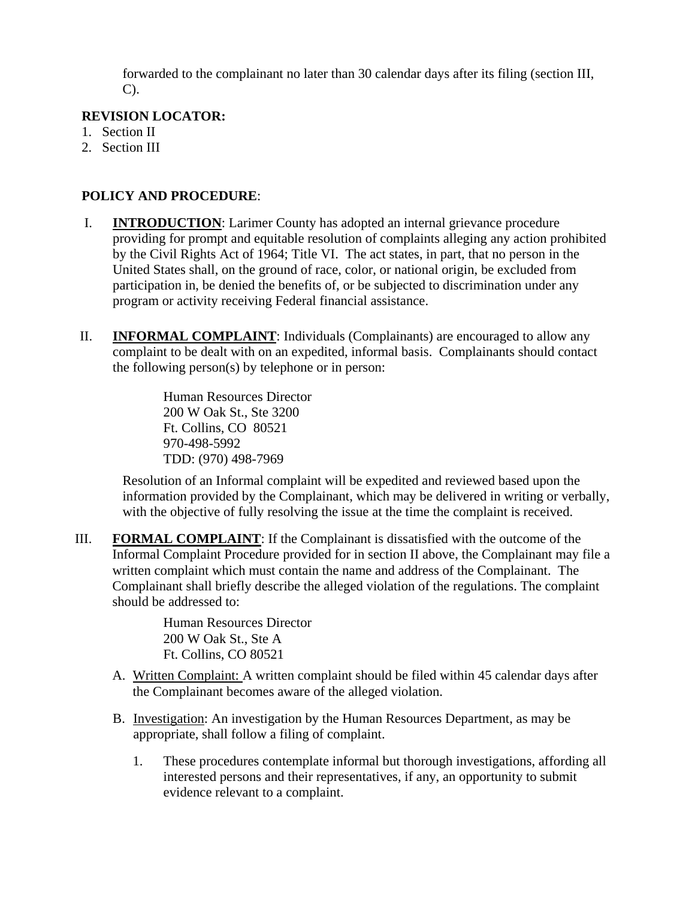forwarded to the complainant no later than 30 calendar days after its filing (section III, C).

**REVISION LOCATOR:**

1. Section II
2. Section III

**POLICY AND PROCEDURE**:

I. **INTRODUCTION**: Larimer County has adopted an internal grievance procedure providing for prompt and equitable resolution of complaints alleging any action prohibited by the Civil Rights Act of 1964; Title VI. The act states, in part, that no person in the United States shall, on the ground of race, color, or national origin, be excluded from participation in, be denied the benefits of, or be subjected to discrimination under any program or activity receiving Federal financial assistance.

II. **INFORMAL COMPLAINT**: Individuals (Complainants) are encouraged to allow any complaint to be dealt with on an expedited, informal basis. Complainants should contact the following person(s) by telephone or in person:

Human Resources Director  
200 W Oak St., Ste 3200  
Ft. Collins, CO 80521  
970-498-5992  
TDD: (970) 498-7969

Resolution of an Informal complaint will be expedited and reviewed based upon the information provided by the Complainant, which may be delivered in writing or verbally, with the objective of fully resolving the issue at the time the complaint is received.

III. **FORMAL COMPLAINT**: If the Complainant is dissatisfied with the outcome of the Informal Complaint Procedure provided for in section II above, the Complainant may file a written complaint which must contain the name and address of the Complainant. The Complainant shall briefly describe the alleged violation of the regulations. The complaint should be addressed to:

Human Resources Director  
200 W Oak St., Ste A  
Ft. Collins, CO 80521

A. Written Complaint: A written complaint should be filed within 45 calendar days after the Complainant becomes aware of the alleged violation.

B. Investigation: An investigation by the Human Resources Department, as may be appropriate, shall follow a filing of complaint.

   1. These procedures contemplate informal but thorough investigations, affording all interested persons and their representatives, if any, an opportunity to submit evidence relevant to a complaint.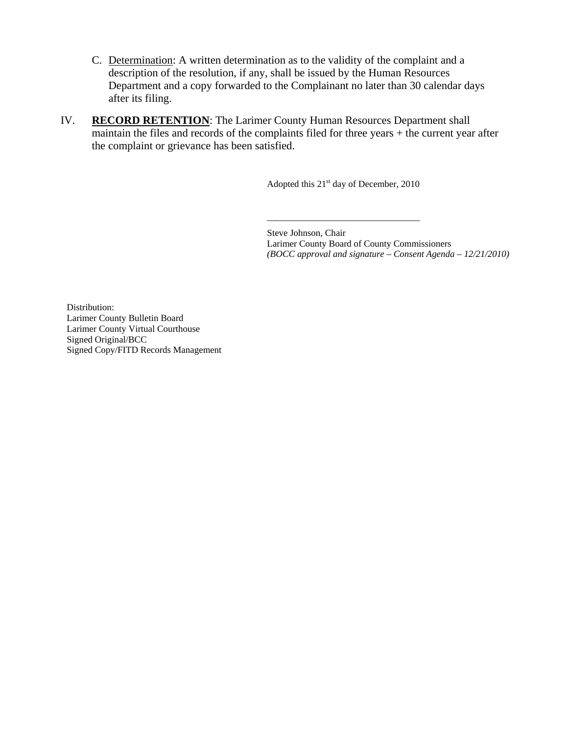C. Determination: A written determination as to the validity of the complaint and a description of the resolution, if any, shall be issued by the Human Resources Department and a copy forwarded to the Complainant no later than 30 calendar days after its filing.

IV. **RECORD RETENTION**: The Larimer County Human Resources Department shall maintain the files and records of the complaints filed for three years + the current year after the complaint or grievance has been satisfied.

Adopted this 21st day of December, 2010

\_\_\_\_\_\_\_\_\_\_\_\_\_\_\_\_\_\_\_\_\_\_\_\_\_\_\_\_\_\_\_\_

Steve Johnson, Chair
Larimer County Board of County Commissioners
*(BOCC approval and signature – Consent Agenda – 12/21/2010)*

Distribution:
Larimer County Bulletin Board
Larimer County Virtual Courthouse
Signed Original/BCC
Signed Copy/FITD Records Management